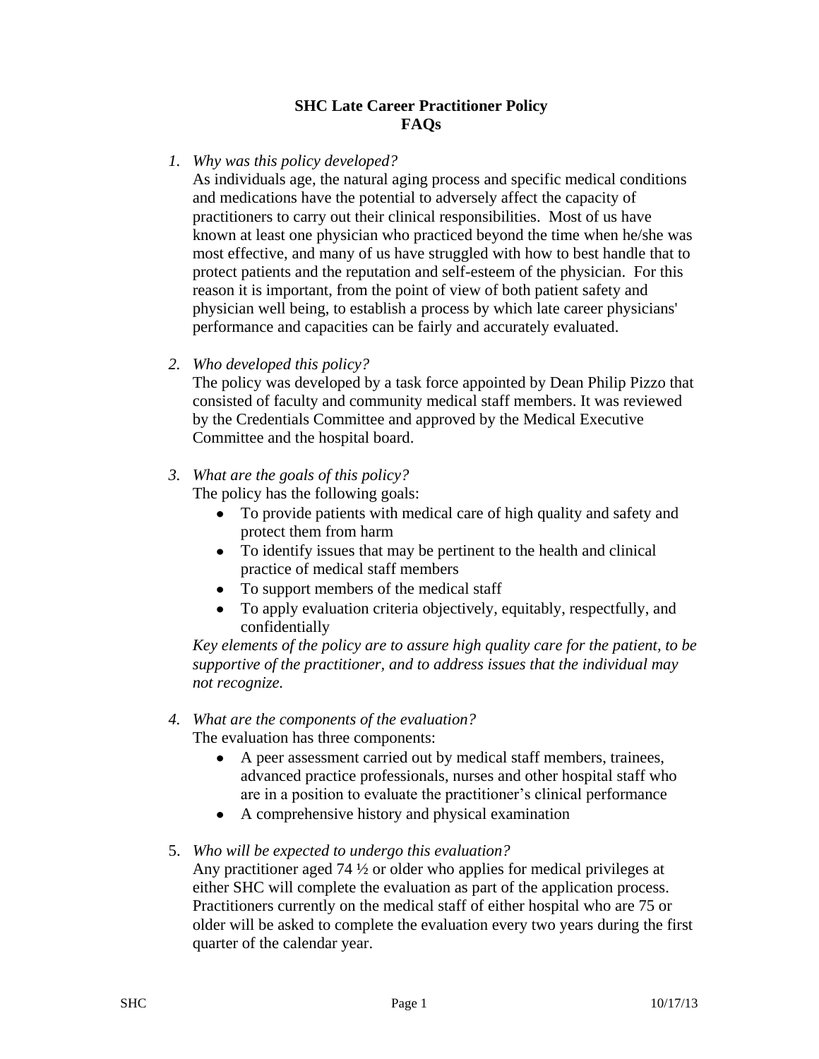# SHC Late Career Practitioner Policy
# FAQs

1. *Why was this policy developed?*
   As individuals age, the natural aging process and specific medical conditions and medications have the potential to adversely affect the capacity of practitioners to carry out their clinical responsibilities. Most of us have known at least one physician who practiced beyond the time when he/she was most effective, and many of us have struggled with how to best handle that to protect patients and the reputation and self-esteem of the physician. For this reason it is important, from the point of view of both patient safety and physician well being, to establish a process by which late career physicians' performance and capacities can be fairly and accurately evaluated.

2. *Who developed this policy?*
   The policy was developed by a task force appointed by Dean Philip Pizzo that consisted of faculty and community medical staff members. It was reviewed by the Credentials Committee and approved by the Medical Executive Committee and the hospital board.

3. *What are the goals of this policy?*
   The policy has the following goals:
   - To provide patients with medical care of high quality and safety and protect them from harm
   - To identify issues that may be pertinent to the health and clinical practice of medical staff members
   - To support members of the medical staff
   - To apply evaluation criteria objectively, equitably, respectfully, and confidentially

   *Key elements of the policy are to assure high quality care for the patient, to be supportive of the practitioner, and to address issues that the individual may not recognize.*

4. *What are the components of the evaluation?*
   The evaluation has three components:
   - A peer assessment carried out by medical staff members, trainees, advanced practice professionals, nurses and other hospital staff who are in a position to evaluate the practitioner's clinical performance
   - A comprehensive history and physical examination

5. *Who will be expected to undergo this evaluation?*
   Any practitioner aged 74 ½ or older who applies for medical privileges at either SHC will complete the evaluation as part of the application process. Practitioners currently on the medical staff of either hospital who are 75 or older will be asked to complete the evaluation every two years during the first quarter of the calendar year.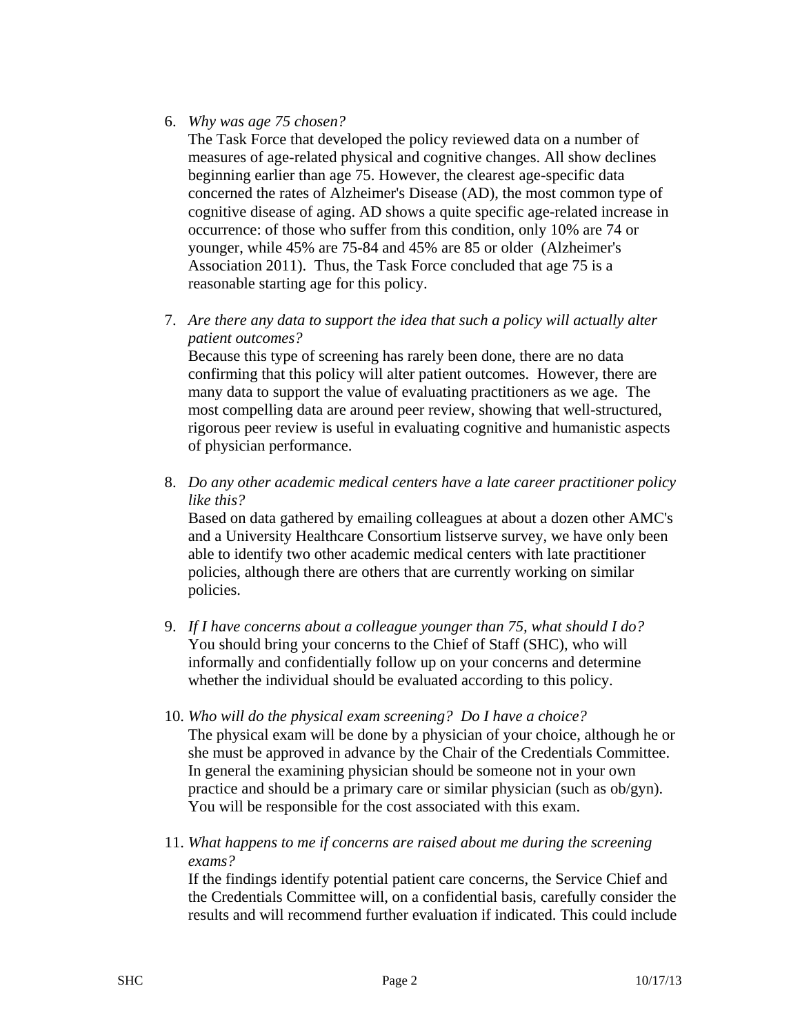6. *Why was age 75 chosen?*
   The Task Force that developed the policy reviewed data on a number of measures of age-related physical and cognitive changes. All show declines beginning earlier than age 75. However, the clearest age-specific data concerned the rates of Alzheimer's Disease (AD), the most common type of cognitive disease of aging. AD shows a quite specific age-related increase in occurrence: of those who suffer from this condition, only 10% are 74 or younger, while 45% are 75-84 and 45% are 85 or older (Alzheimer's Association 2011). Thus, the Task Force concluded that age 75 is a reasonable starting age for this policy.

7. *Are there any data to support the idea that such a policy will actually alter patient outcomes?*
   Because this type of screening has rarely been done, there are no data confirming that this policy will alter patient outcomes. However, there are many data to support the value of evaluating practitioners as we age. The most compelling data are around peer review, showing that well-structured, rigorous peer review is useful in evaluating cognitive and humanistic aspects of physician performance.

8. *Do any other academic medical centers have a late career practitioner policy like this?*
   Based on data gathered by emailing colleagues at about a dozen other AMC's and a University Healthcare Consortium listserve survey, we have only been able to identify two other academic medical centers with late practitioner policies, although there are others that are currently working on similar policies.

9. *If I have concerns about a colleague younger than 75, what should I do?*
   You should bring your concerns to the Chief of Staff (SHC), who will informally and confidentially follow up on your concerns and determine whether the individual should be evaluated according to this policy.

10. *Who will do the physical exam screening? Do I have a choice?*
    The physical exam will be done by a physician of your choice, although he or she must be approved in advance by the Chair of the Credentials Committee. In general the examining physician should be someone not in your own practice and should be a primary care or similar physician (such as ob/gyn). You will be responsible for the cost associated with this exam.

11. *What happens to me if concerns are raised about me during the screening exams?*
    If the findings identify potential patient care concerns, the Service Chief and the Credentials Committee will, on a confidential basis, carefully consider the results and will recommend further evaluation if indicated. This could include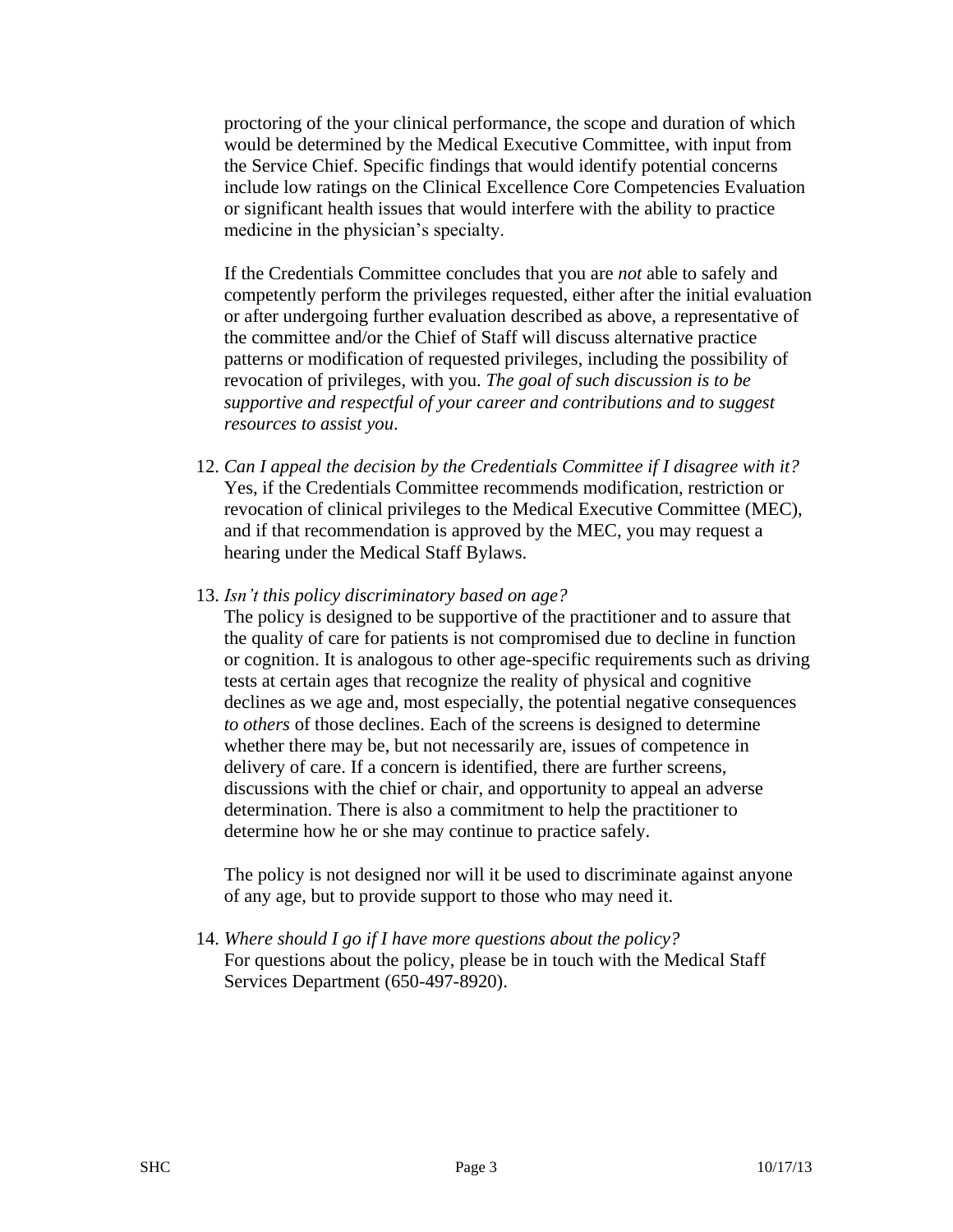proctoring of the your clinical performance, the scope and duration of which would be determined by the Medical Executive Committee, with input from the Service Chief. Specific findings that would identify potential concerns include low ratings on the Clinical Excellence Core Competencies Evaluation or significant health issues that would interfere with the ability to practice medicine in the physician's specialty.

If the Credentials Committee concludes that you are *not* able to safely and competently perform the privileges requested, either after the initial evaluation or after undergoing further evaluation described as above, a representative of the committee and/or the Chief of Staff will discuss alternative practice patterns or modification of requested privileges, including the possibility of revocation of privileges, with you. *The goal of such discussion is to be supportive and respectful of your career and contributions and to suggest resources to assist you.*

12. *Can I appeal the decision by the Credentials Committee if I disagree with it?* Yes, if the Credentials Committee recommends modification, restriction or revocation of clinical privileges to the Medical Executive Committee (MEC), and if that recommendation is approved by the MEC, you may request a hearing under the Medical Staff Bylaws.

13. *Isn't this policy discriminatory based on age?*
    The policy is designed to be supportive of the practitioner and to assure that the quality of care for patients is not compromised due to decline in function or cognition. It is analogous to other age-specific requirements such as driving tests at certain ages that recognize the reality of physical and cognitive declines as we age and, most especially, the potential negative consequences *to others* of those declines. Each of the screens is designed to determine whether there may be, but not necessarily are, issues of competence in delivery of care. If a concern is identified, there are further screens, discussions with the chief or chair, and opportunity to appeal an adverse determination. There is also a commitment to help the practitioner to determine how he or she may continue to practice safely.

    The policy is not designed nor will it be used to discriminate against anyone of any age, but to provide support to those who may need it.

14. *Where should I go if I have more questions about the policy?*
    For questions about the policy, please be in touch with the Medical Staff Services Department (650-497-8920).